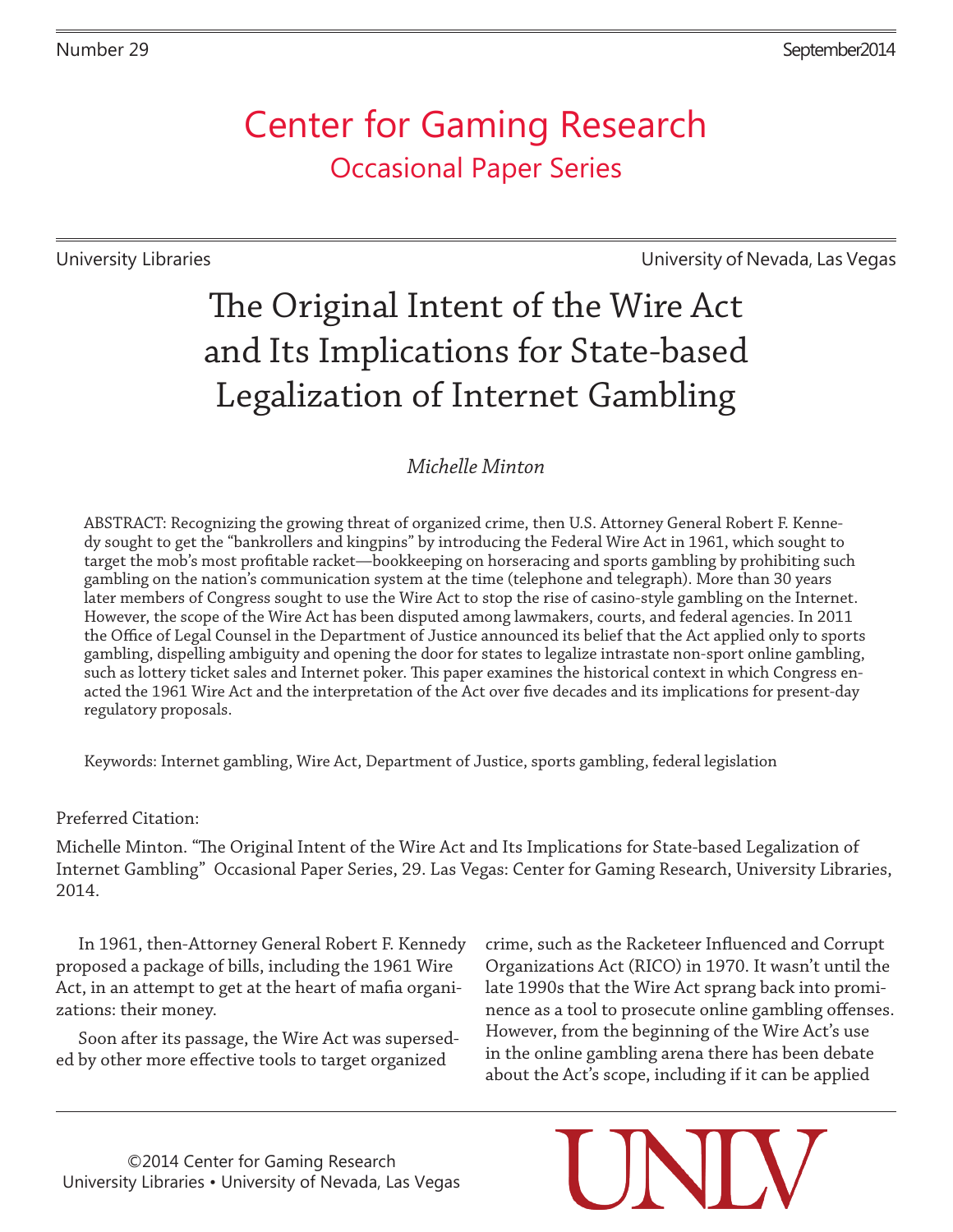Number 29 September 2014

# Center for Gaming Research

## Occasional Paper Series

University Libraries — University of Nevada, Las Vegas

# The Original Intent of the Wire Act and Its Implications for State-based Legalization of Internet Gambling

*Michelle Minton*

ABSTRACT: Recognizing the growing threat of organized crime, then U.S. Attorney General Robert F. Kennedy sought to get the "bankrollers and kingpins" by introducing the Federal Wire Act in 1961, which sought to target the mob's most profitable racket—bookkeeping on horseracing and sports gambling by prohibiting such gambling on the nation's communication system at the time (telephone and telegraph). More than 30 years later members of Congress sought to use the Wire Act to stop the rise of casino-style gambling on the Internet. However, the scope of the Wire Act has been disputed among lawmakers, courts, and federal agencies. In 2011 the Office of Legal Counsel in the Department of Justice announced its belief that the Act applied only to sports gambling, dispelling ambiguity and opening the door for states to legalize intrastate non-sport online gambling, such as lottery ticket sales and Internet poker. This paper examines the historical context in which Congress enacted the 1961 Wire Act and the interpretation of the Act over five decades and its implications for present-day regulatory proposals.

Keywords: Internet gambling, Wire Act, Department of Justice, sports gambling, federal legislation

Preferred Citation:

Michelle Minton. "The Original Intent of the Wire Act and Its Implications for State-based Legalization of Internet Gambling" Occasional Paper Series, 29. Las Vegas: Center for Gaming Research, University Libraries, 2014.

In 1961, then-Attorney General Robert F. Kennedy proposed a package of bills, including the 1961 Wire Act, in an attempt to get at the heart of mafia organizations: their money.

Soon after its passage, the Wire Act was superseded by other more effective tools to target organized crime, such as the Racketeer Influenced and Corrupt Organizations Act (RICO) in 1970. It wasn't until the late 1990s that the Wire Act sprang back into prominence as a tool to prosecute online gambling offenses. However, from the beginning of the Wire Act's use in the online gambling arena there has been debate about the Act's scope, including if it can be applied

©2014 Center for Gaming Research
University Libraries • University of Nevada, Las Vegas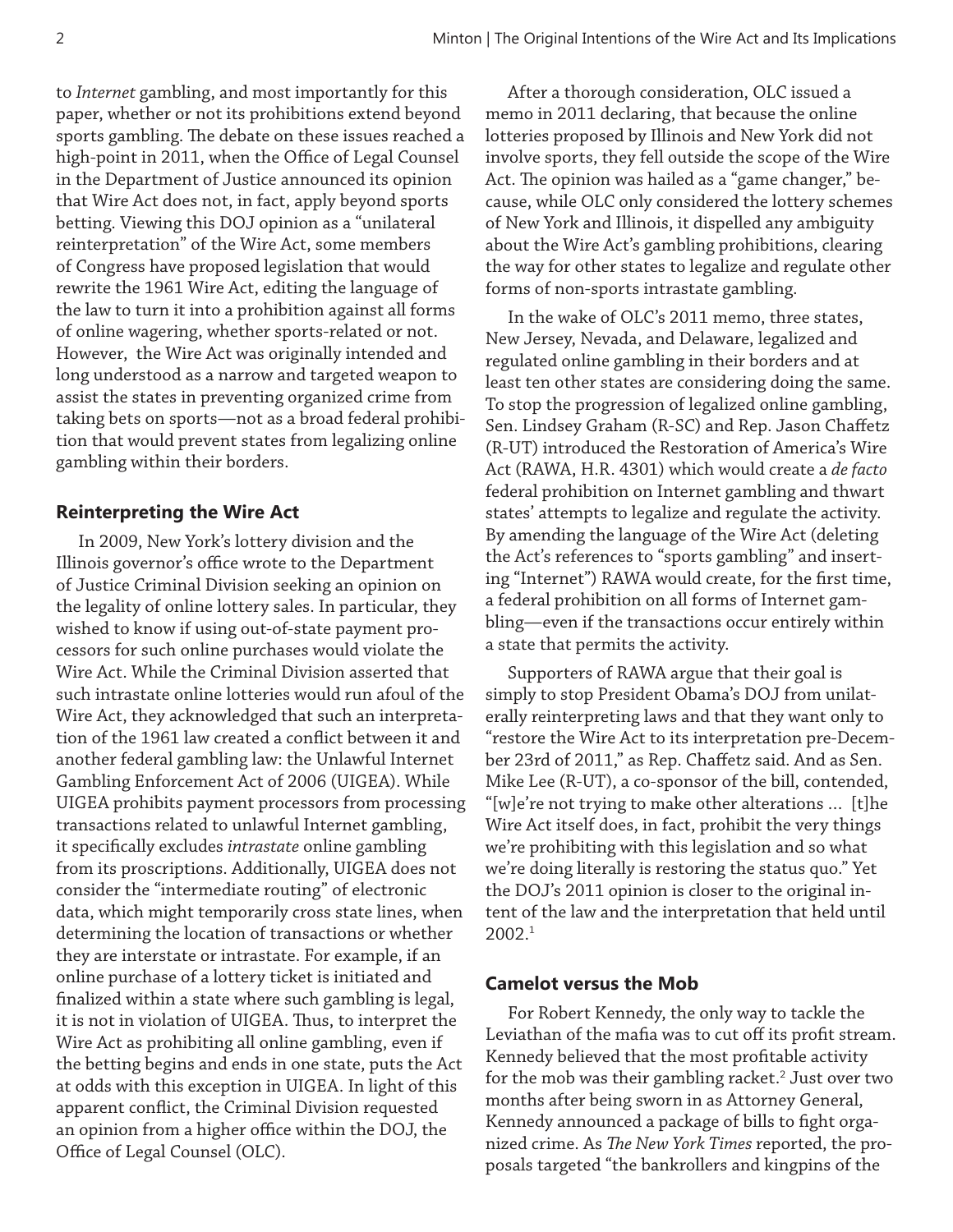to *Internet* gambling, and most importantly for this paper, whether or not its prohibitions extend beyond sports gambling. The debate on these issues reached a high-point in 2011, when the Office of Legal Counsel in the Department of Justice announced its opinion that Wire Act does not, in fact, apply beyond sports betting. Viewing this DOJ opinion as a "unilateral reinterpretation" of the Wire Act, some members of Congress have proposed legislation that would rewrite the 1961 Wire Act, editing the language of the law to turn it into a prohibition against all forms of online wagering, whether sports-related or not. However, the Wire Act was originally intended and long understood as a narrow and targeted weapon to assist the states in preventing organized crime from taking bets on sports—not as a broad federal prohibition that would prevent states from legalizing online gambling within their borders.

## Reinterpreting the Wire Act

In 2009, New York's lottery division and the Illinois governor's office wrote to the Department of Justice Criminal Division seeking an opinion on the legality of online lottery sales. In particular, they wished to know if using out-of-state payment processors for such online purchases would violate the Wire Act. While the Criminal Division asserted that such intrastate online lotteries would run afoul of the Wire Act, they acknowledged that such an interpretation of the 1961 law created a conflict between it and another federal gambling law: the Unlawful Internet Gambling Enforcement Act of 2006 (UIGEA). While UIGEA prohibits payment processors from processing transactions related to unlawful Internet gambling, it specifically excludes *intrastate* online gambling from its proscriptions. Additionally, UIGEA does not consider the "intermediate routing" of electronic data, which might temporarily cross state lines, when determining the location of transactions or whether they are interstate or intrastate. For example, if an online purchase of a lottery ticket is initiated and finalized within a state where such gambling is legal, it is not in violation of UIGEA. Thus, to interpret the Wire Act as prohibiting all online gambling, even if the betting begins and ends in one state, puts the Act at odds with this exception in UIGEA. In light of this apparent conflict, the Criminal Division requested an opinion from a higher office within the DOJ, the Office of Legal Counsel (OLC).

After a thorough consideration, OLC issued a memo in 2011 declaring, that because the online lotteries proposed by Illinois and New York did not involve sports, they fell outside the scope of the Wire Act. The opinion was hailed as a "game changer," because, while OLC only considered the lottery schemes of New York and Illinois, it dispelled any ambiguity about the Wire Act's gambling prohibitions, clearing the way for other states to legalize and regulate other forms of non-sports intrastate gambling.

In the wake of OLC's 2011 memo, three states, New Jersey, Nevada, and Delaware, legalized and regulated online gambling in their borders and at least ten other states are considering doing the same. To stop the progression of legalized online gambling, Sen. Lindsey Graham (R-SC) and Rep. Jason Chaffetz (R-UT) introduced the Restoration of America's Wire Act (RAWA, H.R. 4301) which would create a *de facto* federal prohibition on Internet gambling and thwart states' attempts to legalize and regulate the activity. By amending the language of the Wire Act (deleting the Act's references to "sports gambling" and inserting "Internet") RAWA would create, for the first time, a federal prohibition on all forms of Internet gambling—even if the transactions occur entirely within a state that permits the activity.

Supporters of RAWA argue that their goal is simply to stop President Obama's DOJ from unilaterally reinterpreting laws and that they want only to "restore the Wire Act to its interpretation pre-December 23rd of 2011," as Rep. Chaffetz said. And as Sen. Mike Lee (R-UT), a co-sponsor of the bill, contended, "[w]e're not trying to make other alterations … [t]he Wire Act itself does, in fact, prohibit the very things we're prohibiting with this legislation and so what we're doing literally is restoring the status quo." Yet the DOJ's 2011 opinion is closer to the original intent of the law and the interpretation that held until 2002.[1]

## Camelot versus the Mob

For Robert Kennedy, the only way to tackle the Leviathan of the mafia was to cut off its profit stream. Kennedy believed that the most profitable activity for the mob was their gambling racket.[2] Just over two months after being sworn in as Attorney General, Kennedy announced a package of bills to fight organized crime. As *The New York Times* reported, the proposals targeted "the bankrollers and kingpins of the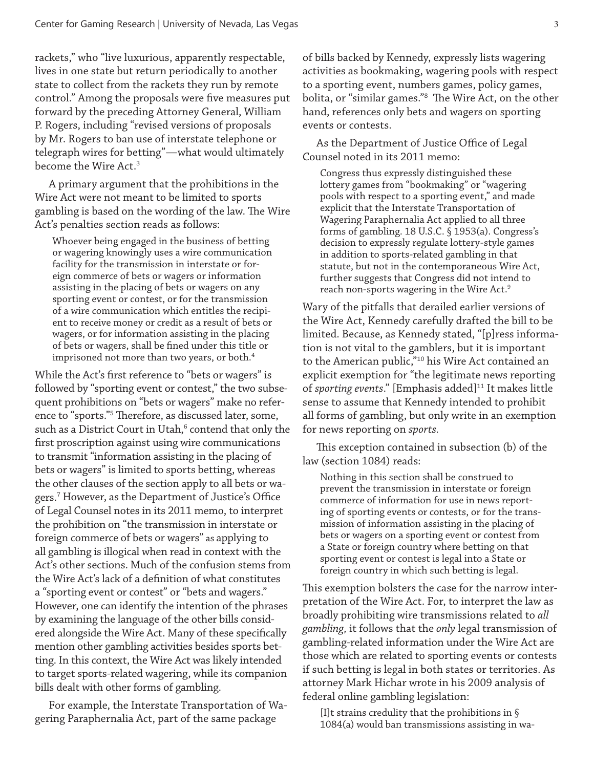rackets," who "live luxurious, apparently respectable, lives in one state but return periodically to another state to collect from the rackets they run by remote control." Among the proposals were five measures put forward by the preceding Attorney General, William P. Rogers, including "revised versions of proposals by Mr. Rogers to ban use of interstate telephone or telegraph wires for betting"—what would ultimately become the Wire Act.[3]

A primary argument that the prohibitions in the Wire Act were not meant to be limited to sports gambling is based on the wording of the law. The Wire Act's penalties section reads as follows:

> Whoever being engaged in the business of betting or wagering knowingly uses a wire communication facility for the transmission in interstate or foreign commerce of bets or wagers or information assisting in the placing of bets or wagers on any sporting event or contest, or for the transmission of a wire communication which entitles the recipient to receive money or credit as a result of bets or wagers, or for information assisting in the placing of bets or wagers, shall be fined under this title or imprisoned not more than two years, or both.[4]

While the Act's first reference to "bets or wagers" is followed by "sporting event or contest," the two subsequent prohibitions on "bets or wagers" make no reference to "sports."[5] Therefore, as discussed later, some, such as a District Court in Utah,[6] contend that only the first proscription against using wire communications to transmit "information assisting in the placing of bets or wagers" is limited to sports betting, whereas the other clauses of the section apply to all bets or wagers.[7] However, as the Department of Justice's Office of Legal Counsel notes in its 2011 memo, to interpret the prohibition on "the transmission in interstate or foreign commerce of bets or wagers" as applying to all gambling is illogical when read in context with the Act's other sections. Much of the confusion stems from the Wire Act's lack of a definition of what constitutes a "sporting event or contest" or "bets and wagers." However, one can identify the intention of the phrases by examining the language of the other bills considered alongside the Wire Act. Many of these specifically mention other gambling activities besides sports betting. In this context, the Wire Act was likely intended to target sports-related wagering, while its companion bills dealt with other forms of gambling.

For example, the Interstate Transportation of Wagering Paraphernalia Act, part of the same package of bills backed by Kennedy, expressly lists wagering activities as bookmaking, wagering pools with respect to a sporting event, numbers games, policy games, bolita, or "similar games."[8] The Wire Act, on the other hand, references only bets and wagers on sporting events or contests.

As the Department of Justice Office of Legal Counsel noted in its 2011 memo:

> Congress thus expressly distinguished these lottery games from "bookmaking" or "wagering pools with respect to a sporting event," and made explicit that the Interstate Transportation of Wagering Paraphernalia Act applied to all three forms of gambling. 18 U.S.C. § 1953(a). Congress's decision to expressly regulate lottery-style games in addition to sports-related gambling in that statute, but not in the contemporaneous Wire Act, further suggests that Congress did not intend to reach non-sports wagering in the Wire Act.[9]

Wary of the pitfalls that derailed earlier versions of the Wire Act, Kennedy carefully drafted the bill to be limited. Because, as Kennedy stated, "[p]ress information is not vital to the gamblers, but it is important to the American public,"[10] his Wire Act contained an explicit exemption for "the legitimate news reporting of *sporting events*." [Emphasis added][11] It makes little sense to assume that Kennedy intended to prohibit all forms of gambling, but only write in an exemption for news reporting on *sports*.

This exception contained in subsection (b) of the law (section 1084) reads:

> Nothing in this section shall be construed to prevent the transmission in interstate or foreign commerce of information for use in news reporting of sporting events or contests, or for the transmission of information assisting in the placing of bets or wagers on a sporting event or contest from a State or foreign country where betting on that sporting event or contest is legal into a State or foreign country in which such betting is legal.

This exemption bolsters the case for the narrow interpretation of the Wire Act. For, to interpret the law as broadly prohibiting wire transmissions related to *all gambling,* it follows that the *only* legal transmission of gambling-related information under the Wire Act are those which are related to sporting events or contests if such betting is legal in both states or territories. As attorney Mark Hichar wrote in his 2009 analysis of federal online gambling legislation:

> [I]t strains credulity that the prohibitions in § 1084(a) would ban transmissions assisting in wa-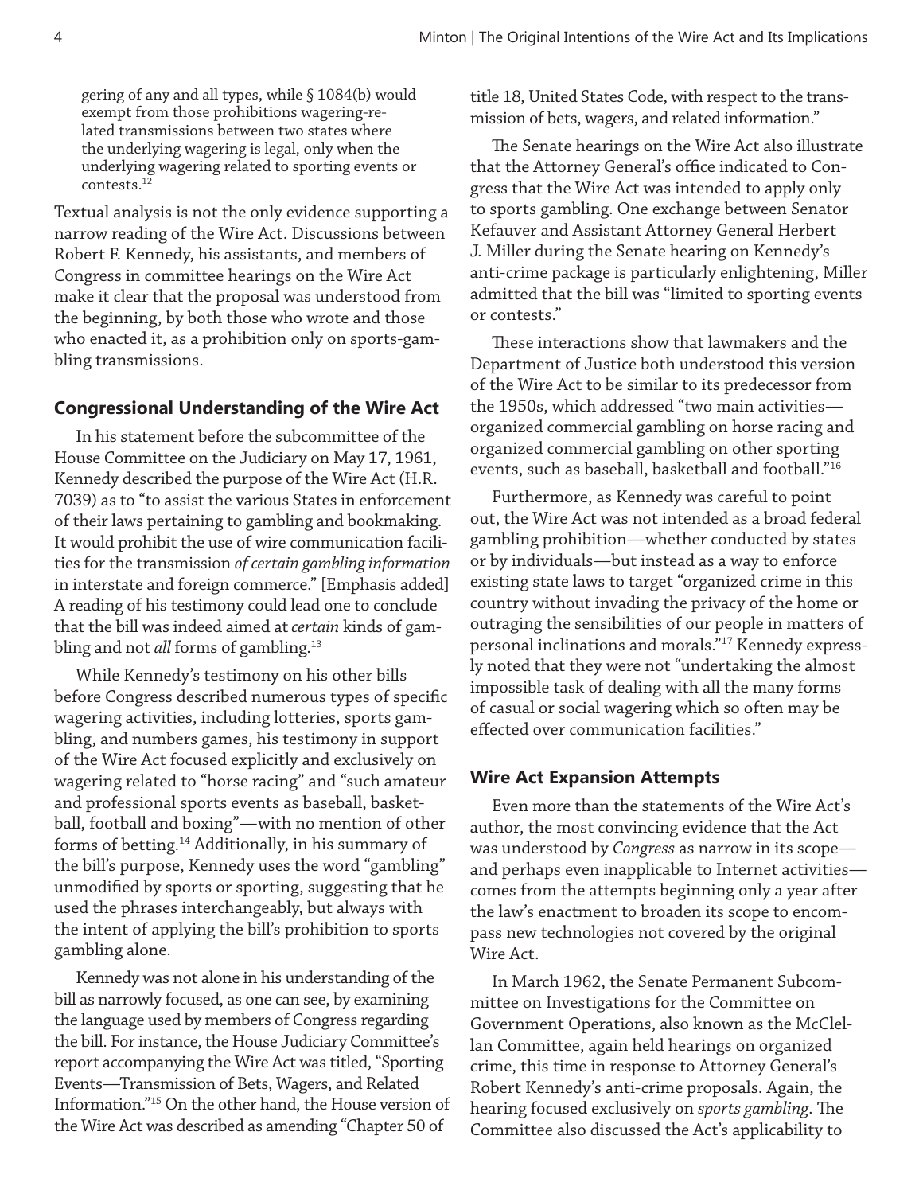> gering of any and all types, while § 1084(b) would exempt from those prohibitions wagering-related transmissions between two states where the underlying wagering is legal, only when the underlying wagering related to sporting events or contests.[12]

Textual analysis is not the only evidence supporting a narrow reading of the Wire Act. Discussions between Robert F. Kennedy, his assistants, and members of Congress in committee hearings on the Wire Act make it clear that the proposal was understood from the beginning, by both those who wrote and those who enacted it, as a prohibition only on sports-gambling transmissions.

### Congressional Understanding of the Wire Act

In his statement before the subcommittee of the House Committee on the Judiciary on May 17, 1961, Kennedy described the purpose of the Wire Act (H.R. 7039) as to "to assist the various States in enforcement of their laws pertaining to gambling and bookmaking. It would prohibit the use of wire communication facilities for the transmission *of certain gambling information* in interstate and foreign commerce." [Emphasis added] A reading of his testimony could lead one to conclude that the bill was indeed aimed at *certain* kinds of gambling and not *all* forms of gambling.[13]

While Kennedy's testimony on his other bills before Congress described numerous types of specific wagering activities, including lotteries, sports gambling, and numbers games, his testimony in support of the Wire Act focused explicitly and exclusively on wagering related to "horse racing" and "such amateur and professional sports events as baseball, basketball, football and boxing"—with no mention of other forms of betting.[14] Additionally, in his summary of the bill's purpose, Kennedy uses the word "gambling" unmodified by sports or sporting, suggesting that he used the phrases interchangeably, but always with the intent of applying the bill's prohibition to sports gambling alone.

Kennedy was not alone in his understanding of the bill as narrowly focused, as one can see, by examining the language used by members of Congress regarding the bill. For instance, the House Judiciary Committee's report accompanying the Wire Act was titled, "Sporting Events—Transmission of Bets, Wagers, and Related Information."[15] On the other hand, the House version of the Wire Act was described as amending "Chapter 50 of title 18, United States Code, with respect to the transmission of bets, wagers, and related information."

The Senate hearings on the Wire Act also illustrate that the Attorney General's office indicated to Congress that the Wire Act was intended to apply only to sports gambling. One exchange between Senator Kefauver and Assistant Attorney General Herbert J. Miller during the Senate hearing on Kennedy's anti-crime package is particularly enlightening, Miller admitted that the bill was "limited to sporting events or contests."

These interactions show that lawmakers and the Department of Justice both understood this version of the Wire Act to be similar to its predecessor from the 1950s, which addressed "two main activities—organized commercial gambling on horse racing and organized commercial gambling on other sporting events, such as baseball, basketball and football."[16]

Furthermore, as Kennedy was careful to point out, the Wire Act was not intended as a broad federal gambling prohibition—whether conducted by states or by individuals—but instead as a way to enforce existing state laws to target "organized crime in this country without invading the privacy of the home or outraging the sensibilities of our people in matters of personal inclinations and morals."[17] Kennedy expressly noted that they were not "undertaking the almost impossible task of dealing with all the many forms of casual or social wagering which so often may be effected over communication facilities."

### Wire Act Expansion Attempts

Even more than the statements of the Wire Act's author, the most convincing evidence that the Act was understood by *Congress* as narrow in its scope—and perhaps even inapplicable to Internet activities—comes from the attempts beginning only a year after the law's enactment to broaden its scope to encompass new technologies not covered by the original Wire Act.

In March 1962, the Senate Permanent Subcommittee on Investigations for the Committee on Government Operations, also known as the McClellan Committee, again held hearings on organized crime, this time in response to Attorney General's Robert Kennedy's anti-crime proposals. Again, the hearing focused exclusively on *sports gambling*. The Committee also discussed the Act's applicability to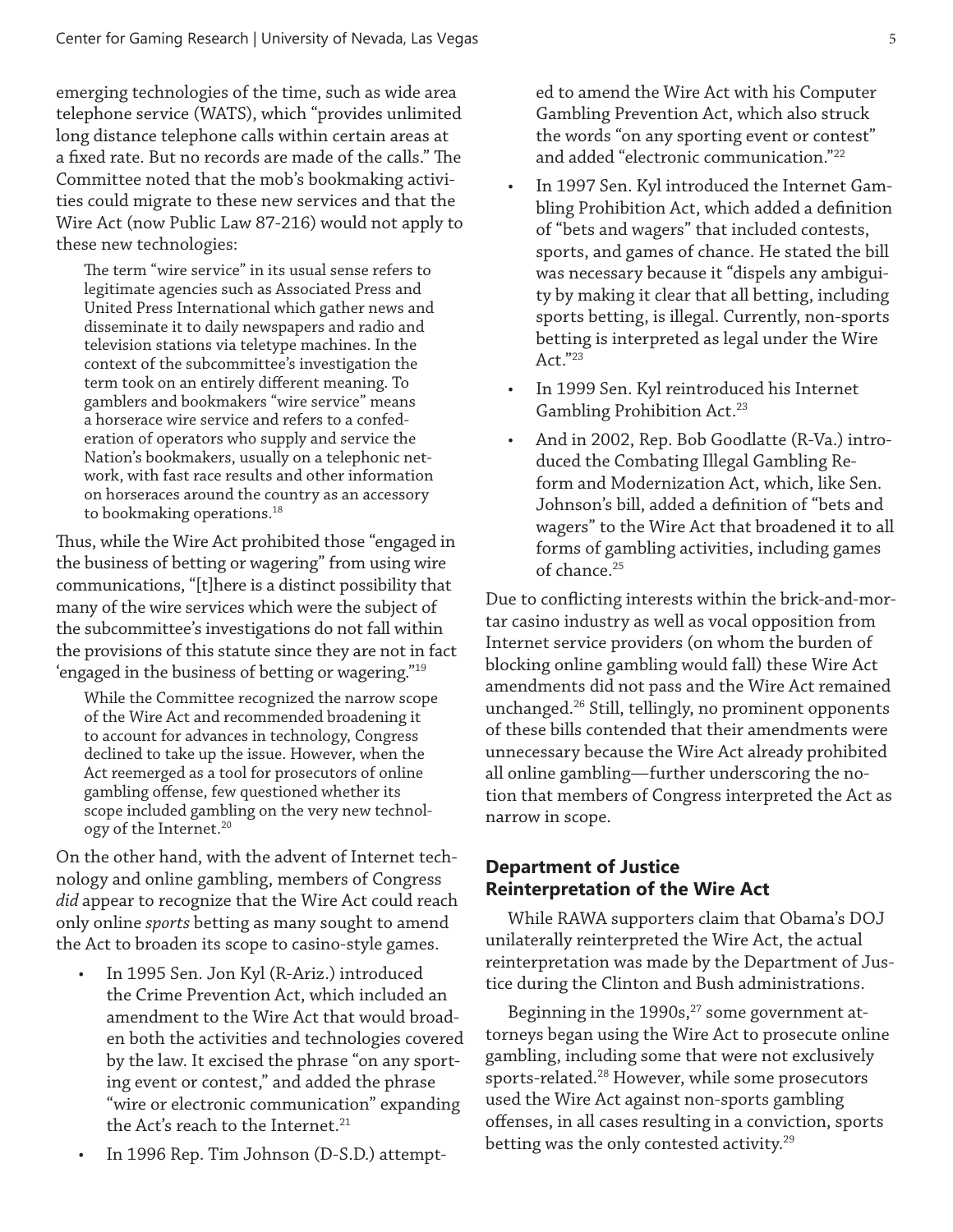emerging technologies of the time, such as wide area telephone service (WATS), which "provides unlimited long distance telephone calls within certain areas at a fixed rate. But no records are made of the calls." The Committee noted that the mob's bookmaking activities could migrate to these new services and that the Wire Act (now Public Law 87-216) would not apply to these new technologies:

> The term "wire service" in its usual sense refers to legitimate agencies such as Associated Press and United Press International which gather news and disseminate it to daily newspapers and radio and television stations via teletype machines. In the context of the subcommittee's investigation the term took on an entirely different meaning. To gamblers and bookmakers "wire service" means a horserace wire service and refers to a confederation of operators who supply and service the Nation's bookmakers, usually on a telephonic network, with fast race results and other information on horseraces around the country as an accessory to bookmaking operations.[18]

Thus, while the Wire Act prohibited those "engaged in the business of betting or wagering" from using wire communications, "[t]here is a distinct possibility that many of the wire services which were the subject of the subcommittee's investigations do not fall within the provisions of this statute since they are not in fact 'engaged in the business of betting or wagering.'"[19]

> While the Committee recognized the narrow scope of the Wire Act and recommended broadening it to account for advances in technology, Congress declined to take up the issue. However, when the Act reemerged as a tool for prosecutors of online gambling offense, few questioned whether its scope included gambling on the very new technology of the Internet.[20]

On the other hand, with the advent of Internet technology and online gambling, members of Congress *did* appear to recognize that the Wire Act could reach only online *sports* betting as many sought to amend the Act to broaden its scope to casino-style games.

- In 1995 Sen. Jon Kyl (R-Ariz.) introduced the Crime Prevention Act, which included an amendment to the Wire Act that would broaden both the activities and technologies covered by the law. It excised the phrase "on any sporting event or contest," and added the phrase "wire or electronic communication" expanding the Act's reach to the Internet.[21]
- In 1996 Rep. Tim Johnson (D-S.D.) attempted to amend the Wire Act with his Computer Gambling Prevention Act, which also struck the words "on any sporting event or contest" and added "electronic communication."[22]
- In 1997 Sen. Kyl introduced the Internet Gambling Prohibition Act, which added a definition of "bets and wagers" that included contests, sports, and games of chance. He stated the bill was necessary because it "dispels any ambiguity by making it clear that all betting, including sports betting, is illegal. Currently, non-sports betting is interpreted as legal under the Wire Act."[23]
- In 1999 Sen. Kyl reintroduced his Internet Gambling Prohibition Act.[23]
- And in 2002, Rep. Bob Goodlatte (R-Va.) introduced the Combating Illegal Gambling Reform and Modernization Act, which, like Sen. Johnson's bill, added a definition of "bets and wagers" to the Wire Act that broadened it to all forms of gambling activities, including games of chance.[25]

Due to conflicting interests within the brick-and-mortar casino industry as well as vocal opposition from Internet service providers (on whom the burden of blocking online gambling would fall) these Wire Act amendments did not pass and the Wire Act remained unchanged.[26] Still, tellingly, no prominent opponents of these bills contended that their amendments were unnecessary because the Wire Act already prohibited all online gambling—further underscoring the notion that members of Congress interpreted the Act as narrow in scope.

## Department of Justice Reinterpretation of the Wire Act

While RAWA supporters claim that Obama's DOJ unilaterally reinterpreted the Wire Act, the actual reinterpretation was made by the Department of Justice during the Clinton and Bush administrations.

Beginning in the 1990s,[27] some government attorneys began using the Wire Act to prosecute online gambling, including some that were not exclusively sports-related.[28] However, while some prosecutors used the Wire Act against non-sports gambling offenses, in all cases resulting in a conviction, sports betting was the only contested activity.[29]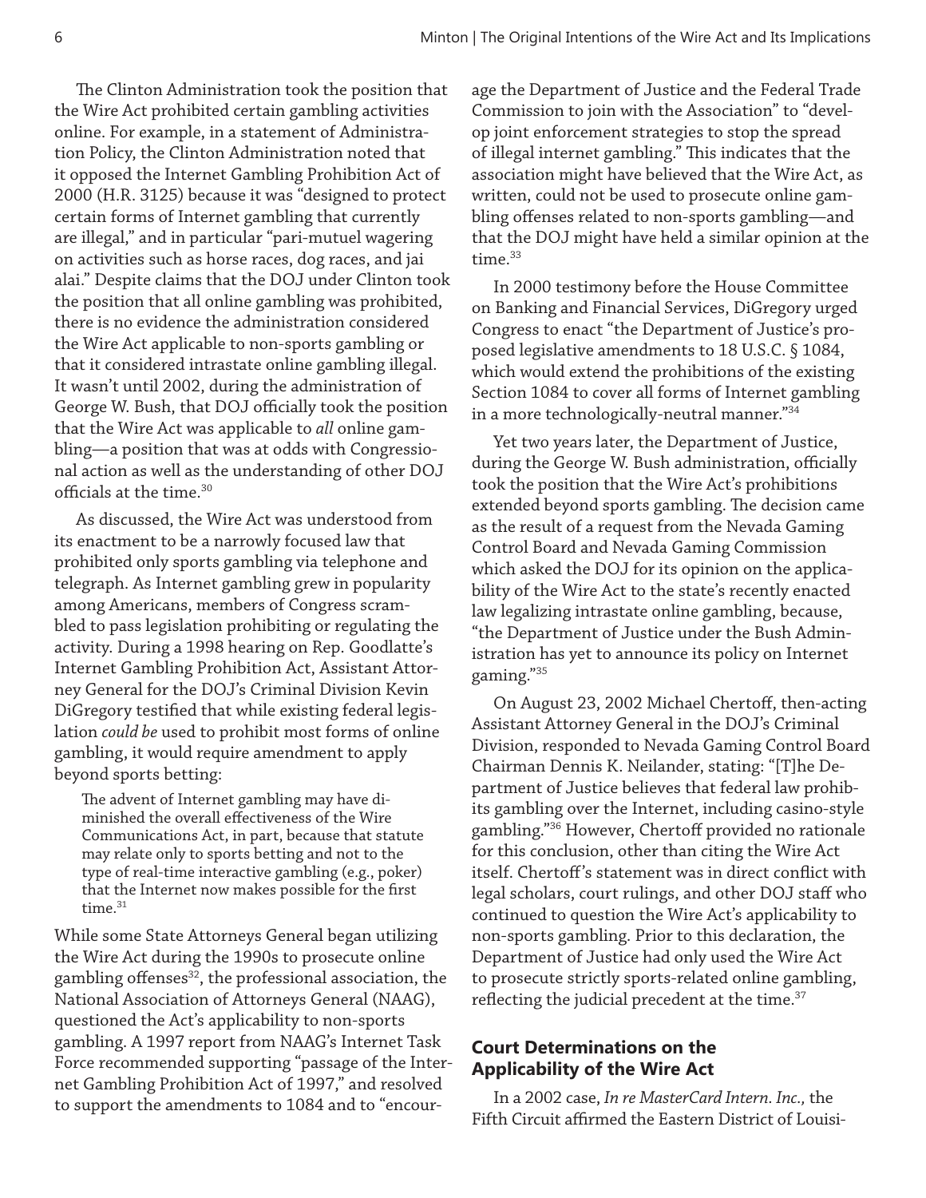The Clinton Administration took the position that the Wire Act prohibited certain gambling activities online. For example, in a statement of Administration Policy, the Clinton Administration noted that it opposed the Internet Gambling Prohibition Act of 2000 (H.R. 3125) because it was "designed to protect certain forms of Internet gambling that currently are illegal," and in particular "pari-mutuel wagering on activities such as horse races, dog races, and jai alai." Despite claims that the DOJ under Clinton took the position that all online gambling was prohibited, there is no evidence the administration considered the Wire Act applicable to non-sports gambling or that it considered intrastate online gambling illegal. It wasn't until 2002, during the administration of George W. Bush, that DOJ officially took the position that the Wire Act was applicable to *all* online gambling—a position that was at odds with Congressional action as well as the understanding of other DOJ officials at the time.[30]

As discussed, the Wire Act was understood from its enactment to be a narrowly focused law that prohibited only sports gambling via telephone and telegraph. As Internet gambling grew in popularity among Americans, members of Congress scrambled to pass legislation prohibiting or regulating the activity. During a 1998 hearing on Rep. Goodlatte's Internet Gambling Prohibition Act, Assistant Attorney General for the DOJ's Criminal Division Kevin DiGregory testified that while existing federal legislation *could be* used to prohibit most forms of online gambling, it would require amendment to apply beyond sports betting:

> The advent of Internet gambling may have diminished the overall effectiveness of the Wire Communications Act, in part, because that statute may relate only to sports betting and not to the type of real-time interactive gambling (e.g., poker) that the Internet now makes possible for the first time.[31]

While some State Attorneys General began utilizing the Wire Act during the 1990s to prosecute online gambling offenses[32], the professional association, the National Association of Attorneys General (NAAG), questioned the Act's applicability to non-sports gambling. A 1997 report from NAAG's Internet Task Force recommended supporting "passage of the Internet Gambling Prohibition Act of 1997," and resolved to support the amendments to 1084 and to "encourage the Department of Justice and the Federal Trade Commission to join with the Association" to "develop joint enforcement strategies to stop the spread of illegal internet gambling." This indicates that the association might have believed that the Wire Act, as written, could not be used to prosecute online gambling offenses related to non-sports gambling—and that the DOJ might have held a similar opinion at the time.[33]

In 2000 testimony before the House Committee on Banking and Financial Services, DiGregory urged Congress to enact "the Department of Justice's proposed legislative amendments to 18 U.S.C. § 1084, which would extend the prohibitions of the existing Section 1084 to cover all forms of Internet gambling in a more technologically-neutral manner."[34]

Yet two years later, the Department of Justice, during the George W. Bush administration, officially took the position that the Wire Act's prohibitions extended beyond sports gambling. The decision came as the result of a request from the Nevada Gaming Control Board and Nevada Gaming Commission which asked the DOJ for its opinion on the applicability of the Wire Act to the state's recently enacted law legalizing intrastate online gambling, because, "the Department of Justice under the Bush Administration has yet to announce its policy on Internet gaming."[35]

On August 23, 2002 Michael Chertoff, then-acting Assistant Attorney General in the DOJ's Criminal Division, responded to Nevada Gaming Control Board Chairman Dennis K. Neilander, stating: "[T]he Department of Justice believes that federal law prohibits gambling over the Internet, including casino-style gambling."[36] However, Chertoff provided no rationale for this conclusion, other than citing the Wire Act itself. Chertoff's statement was in direct conflict with legal scholars, court rulings, and other DOJ staff who continued to question the Wire Act's applicability to non-sports gambling. Prior to this declaration, the Department of Justice had only used the Wire Act to prosecute strictly sports-related online gambling, reflecting the judicial precedent at the time.[37]

## Court Determinations on the Applicability of the Wire Act

In a 2002 case, *In re MasterCard Intern. Inc.,* the Fifth Circuit affirmed the Eastern District of Louisi-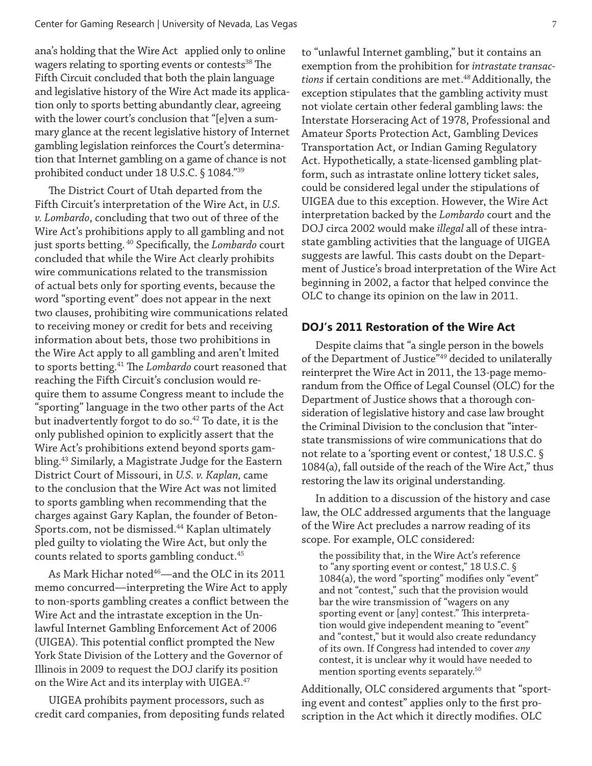ana's holding that the Wire Act applied only to online wagers relating to sporting events or contests[38] The Fifth Circuit concluded that both the plain language and legislative history of the Wire Act made its application only to sports betting abundantly clear, agreeing with the lower court's conclusion that "[e]ven a summary glance at the recent legislative history of Internet gambling legislation reinforces the Court's determination that Internet gambling on a game of chance is not prohibited conduct under 18 U.S.C. § 1084."[39]

The District Court of Utah departed from the Fifth Circuit's interpretation of the Wire Act, in *U.S. v. Lombardo*, concluding that two out of three of the Wire Act's prohibitions apply to all gambling and not just sports betting. [40] Specifically, the *Lombardo* court concluded that while the Wire Act clearly prohibits wire communications related to the transmission of actual bets only for sporting events, because the word "sporting event" does not appear in the next two clauses, prohibiting wire communications related to receiving money or credit for bets and receiving information about bets, those two prohibitions in the Wire Act apply to all gambling and aren't lmited to sports betting.[41] The *Lombardo* court reasoned that reaching the Fifth Circuit's conclusion would require them to assume Congress meant to include the "sporting" language in the two other parts of the Act but inadvertently forgot to do so.[42] To date, it is the only published opinion to explicitly assert that the Wire Act's prohibitions extend beyond sports gambling.[43] Similarly, a Magistrate Judge for the Eastern District Court of Missouri, in *U.S. v. Kaplan,* came to the conclusion that the Wire Act was not limited to sports gambling when recommending that the charges against Gary Kaplan, the founder of BetonSports.com, not be dismissed.[44] Kaplan ultimately pled guilty to violating the Wire Act, but only the counts related to sports gambling conduct.[45]

As Mark Hichar noted[46]—and the OLC in its 2011 memo concurred—interpreting the Wire Act to apply to non-sports gambling creates a conflict between the Wire Act and the intrastate exception in the Unlawful Internet Gambling Enforcement Act of 2006 (UIGEA). This potential conflict prompted the New York State Division of the Lottery and the Governor of Illinois in 2009 to request the DOJ clarify its position on the Wire Act and its interplay with UIGEA.[47]

UIGEA prohibits payment processors, such as credit card companies, from depositing funds related to "unlawful Internet gambling," but it contains an exemption from the prohibition for *intrastate transactions* if certain conditions are met.[48] Additionally, the exception stipulates that the gambling activity must not violate certain other federal gambling laws: the Interstate Horseracing Act of 1978, Professional and Amateur Sports Protection Act, Gambling Devices Transportation Act, or Indian Gaming Regulatory Act. Hypothetically, a state-licensed gambling platform, such as intrastate online lottery ticket sales, could be considered legal under the stipulations of UIGEA due to this exception. However, the Wire Act interpretation backed by the *Lombardo* court and the DOJ circa 2002 would make *illegal* all of these intrastate gambling activities that the language of UIGEA suggests are lawful. This casts doubt on the Department of Justice's broad interpretation of the Wire Act beginning in 2002, a factor that helped convince the OLC to change its opinion on the law in 2011.

## DOJ's 2011 Restoration of the Wire Act

Despite claims that "a single person in the bowels of the Department of Justice"[49] decided to unilaterally reinterpret the Wire Act in 2011, the 13-page memorandum from the Office of Legal Counsel (OLC) for the Department of Justice shows that a thorough consideration of legislative history and case law brought the Criminal Division to the conclusion that "interstate transmissions of wire communications that do not relate to a 'sporting event or contest,' 18 U.S.C. § 1084(a), fall outside of the reach of the Wire Act," thus restoring the law its original understanding.

In addition to a discussion of the history and case law, the OLC addressed arguments that the language of the Wire Act precludes a narrow reading of its scope. For example, OLC considered:

> the possibility that, in the Wire Act's reference to "any sporting event or contest," 18 U.S.C. § 1084(a), the word "sporting" modifies only "event" and not "contest," such that the provision would bar the wire transmission of "wagers on any sporting event or [any] contest." This interpretation would give independent meaning to "event" and "contest," but it would also create redundancy of its own. If Congress had intended to cover *any* contest, it is unclear why it would have needed to mention sporting events separately.[50]

Additionally, OLC considered arguments that "sporting event and contest" applies only to the first proscription in the Act which it directly modifies. OLC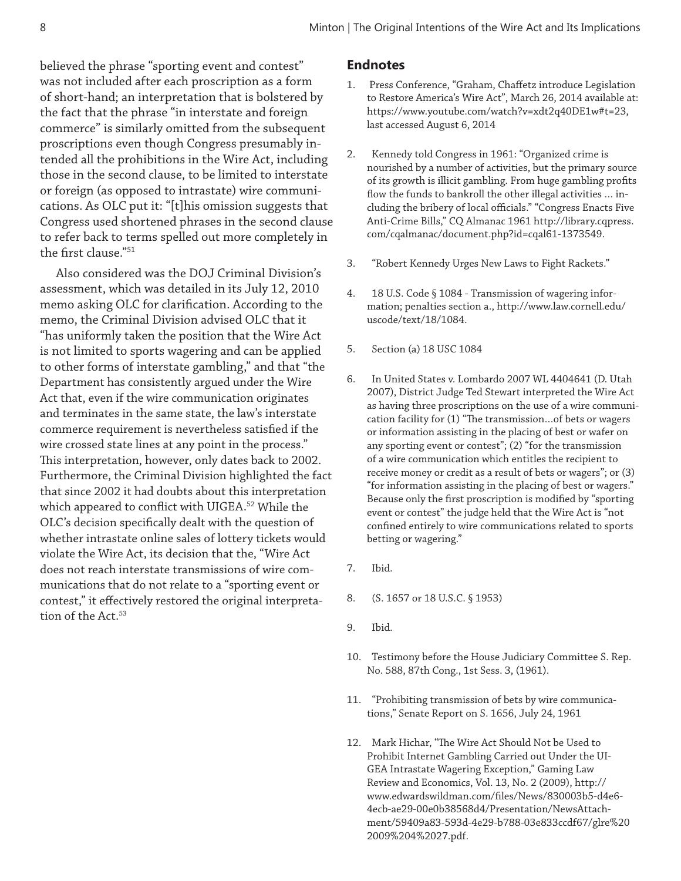believed the phrase "sporting event and contest" was not included after each proscription as a form of short-hand; an interpretation that is bolstered by the fact that the phrase "in interstate and foreign commerce" is similarly omitted from the subsequent proscriptions even though Congress presumably intended all the prohibitions in the Wire Act, including those in the second clause, to be limited to interstate or foreign (as opposed to intrastate) wire communications. As OLC put it: "[t]his omission suggests that Congress used shortened phrases in the second clause to refer back to terms spelled out more completely in the first clause."[51]

Also considered was the DOJ Criminal Division's assessment, which was detailed in its July 12, 2010 memo asking OLC for clarification. According to the memo, the Criminal Division advised OLC that it "has uniformly taken the position that the Wire Act is not limited to sports wagering and can be applied to other forms of interstate gambling," and that "the Department has consistently argued under the Wire Act that, even if the wire communication originates and terminates in the same state, the law's interstate commerce requirement is nevertheless satisfied if the wire crossed state lines at any point in the process." This interpretation, however, only dates back to 2002. Furthermore, the Criminal Division highlighted the fact that since 2002 it had doubts about this interpretation which appeared to conflict with UIGEA.[52] While the OLC's decision specifically dealt with the question of whether intrastate online sales of lottery tickets would violate the Wire Act, its decision that the, "Wire Act does not reach interstate transmissions of wire communications that do not relate to a "sporting event or contest," it effectively restored the original interpretation of the Act.[53]

## Endnotes

1. Press Conference, "Graham, Chaffetz introduce Legislation to Restore America's Wire Act", March 26, 2014 available at: https://www.youtube.com/watch?v=xdt2q40DE1w#t=23, last accessed August 6, 2014

2. Kennedy told Congress in 1961: "Organized crime is nourished by a number of activities, but the primary source of its growth is illicit gambling. From huge gambling profits flow the funds to bankroll the other illegal activities ... including the bribery of local officials." "Congress Enacts Five Anti-Crime Bills," CQ Almanac 1961 http://library.cqpress.com/cqalmanac/document.php?id=cqal61-1373549.

3. "Robert Kennedy Urges New Laws to Fight Rackets."

4. 18 U.S. Code § 1084 - Transmission of wagering information; penalties section a., http://www.law.cornell.edu/uscode/text/18/1084.

5. Section (a) 18 USC 1084

6. In United States v. Lombardo 2007 WL 4404641 (D. Utah 2007), District Judge Ted Stewart interpreted the Wire Act as having three proscriptions on the use of a wire communication facility for (1) "The transmission…of bets or wagers or information assisting in the placing of best or wafer on any sporting event or contest"; (2) "for the transmission of a wire communication which entitles the recipient to receive money or credit as a result of bets or wagers"; or (3) "for information assisting in the placing of best or wagers." Because only the first proscription is modified by "sporting event or contest" the judge held that the Wire Act is "not confined entirely to wire communications related to sports betting or wagering."

7. Ibid.

8. (S. 1657 or 18 U.S.C. § 1953)

9. Ibid.

10. Testimony before the House Judiciary Committee S. Rep. No. 588, 87th Cong., 1st Sess. 3, (1961).

11. "Prohibiting transmission of bets by wire communications," Senate Report on S. 1656, July 24, 1961

12. Mark Hichar, "The Wire Act Should Not be Used to Prohibit Internet Gambling Carried out Under the UIGEA Intrastate Wagering Exception," Gaming Law Review and Economics, Vol. 13, No. 2 (2009), http://www.edwardswildman.com/files/News/830003b5-d4e6-4ecb-ae29-00e0b38568d4/Presentation/NewsAttachment/59409a83-593d-4e29-b788-03e833ccdf67/glre%202009%204%2027.pdf.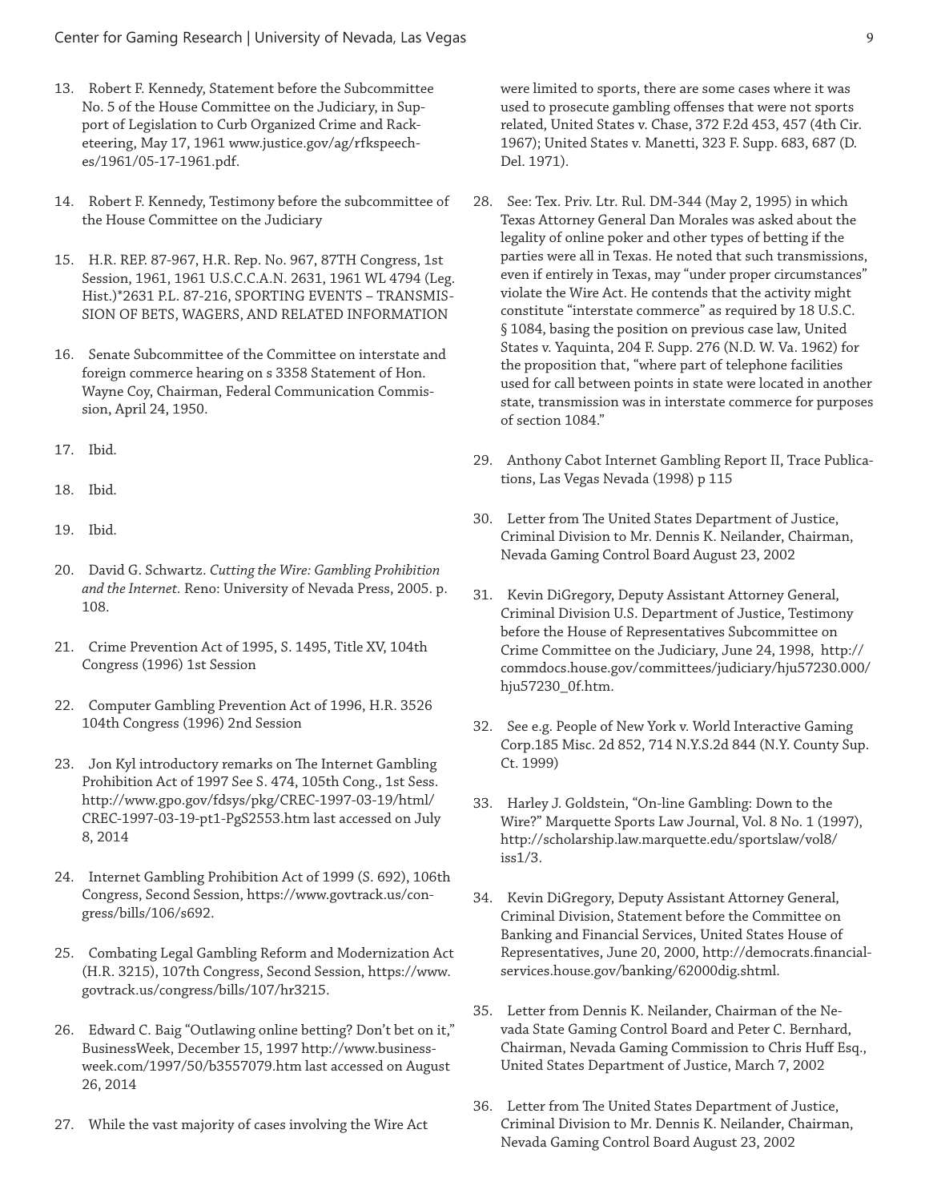13. Robert F. Kennedy, Statement before the Subcommittee No. 5 of the House Committee on the Judiciary, in Support of Legislation to Curb Organized Crime and Racketeering, May 17, 1961 www.justice.gov/ag/rfkspeeches/1961/05-17-1961.pdf.

14. Robert F. Kennedy, Testimony before the subcommittee of the House Committee on the Judiciary

15. H.R. REP. 87-967, H.R. Rep. No. 967, 87TH Congress, 1st Session, 1961, 1961 U.S.C.C.A.N. 2631, 1961 WL 4794 (Leg. Hist.)*2631 P.L. 87-216, SPORTING EVENTS – TRANSMISSION OF BETS, WAGERS, AND RELATED INFORMATION

16. Senate Subcommittee of the Committee on interstate and foreign commerce hearing on s 3358 Statement of Hon. Wayne Coy, Chairman, Federal Communication Commission, April 24, 1950.

17. Ibid.

18. Ibid.

19. Ibid.

20. David G. Schwartz. *Cutting the Wire: Gambling Prohibition and the Internet*. Reno: University of Nevada Press, 2005. p. 108.

21. Crime Prevention Act of 1995, S. 1495, Title XV, 104th Congress (1996) 1st Session

22. Computer Gambling Prevention Act of 1996, H.R. 3526 104th Congress (1996) 2nd Session

23. Jon Kyl introductory remarks on The Internet Gambling Prohibition Act of 1997 See S. 474, 105th Cong., 1st Sess. http://www.gpo.gov/fdsys/pkg/CREC-1997-03-19/html/CREC-1997-03-19-pt1-PgS2553.htm last accessed on July 8, 2014

24. Internet Gambling Prohibition Act of 1999 (S. 692), 106th Congress, Second Session, https://www.govtrack.us/congress/bills/106/s692.

25. Combating Legal Gambling Reform and Modernization Act (H.R. 3215), 107th Congress, Second Session, https://www.govtrack.us/congress/bills/107/hr3215.

26. Edward C. Baig "Outlawing online betting? Don't bet on it," BusinessWeek, December 15, 1997 http://www.businessweek.com/1997/50/b3557079.htm last accessed on August 26, 2014

27. While the vast majority of cases involving the Wire Act were limited to sports, there are some cases where it was used to prosecute gambling offenses that were not sports related, United States v. Chase, 372 F.2d 453, 457 (4th Cir. 1967); United States v. Manetti, 323 F. Supp. 683, 687 (D. Del. 1971).

28. See: Tex. Priv. Ltr. Rul. DM-344 (May 2, 1995) in which Texas Attorney General Dan Morales was asked about the legality of online poker and other types of betting if the parties were all in Texas. He noted that such transmissions, even if entirely in Texas, may "under proper circumstances" violate the Wire Act. He contends that the activity might constitute "interstate commerce" as required by 18 U.S.C. § 1084, basing the position on previous case law, United States v. Yaquinta, 204 F. Supp. 276 (N.D. W. Va. 1962) for the proposition that, "where part of telephone facilities used for call between points in state were located in another state, transmission was in interstate commerce for purposes of section 1084."

29. Anthony Cabot Internet Gambling Report II, Trace Publications, Las Vegas Nevada (1998) p 115

30. Letter from The United States Department of Justice, Criminal Division to Mr. Dennis K. Neilander, Chairman, Nevada Gaming Control Board August 23, 2002

31. Kevin DiGregory, Deputy Assistant Attorney General, Criminal Division U.S. Department of Justice, Testimony before the House of Representatives Subcommittee on Crime Committee on the Judiciary, June 24, 1998, http://commdocs.house.gov/committees/judiciary/hju57230.000/hju57230_0f.htm.

32. See e.g. People of New York v. World Interactive Gaming Corp.185 Misc. 2d 852, 714 N.Y.S.2d 844 (N.Y. County Sup. Ct. 1999)

33. Harley J. Goldstein, "On-line Gambling: Down to the Wire?" Marquette Sports Law Journal, Vol. 8 No. 1 (1997), http://scholarship.law.marquette.edu/sportslaw/vol8/iss1/3.

34. Kevin DiGregory, Deputy Assistant Attorney General, Criminal Division, Statement before the Committee on Banking and Financial Services, United States House of Representatives, June 20, 2000, http://democrats.financialservices.house.gov/banking/62000dig.shtml.

35. Letter from Dennis K. Neilander, Chairman of the Nevada State Gaming Control Board and Peter C. Bernhard, Chairman, Nevada Gaming Commission to Chris Huff Esq., United States Department of Justice, March 7, 2002

36. Letter from The United States Department of Justice, Criminal Division to Mr. Dennis K. Neilander, Chairman, Nevada Gaming Control Board August 23, 2002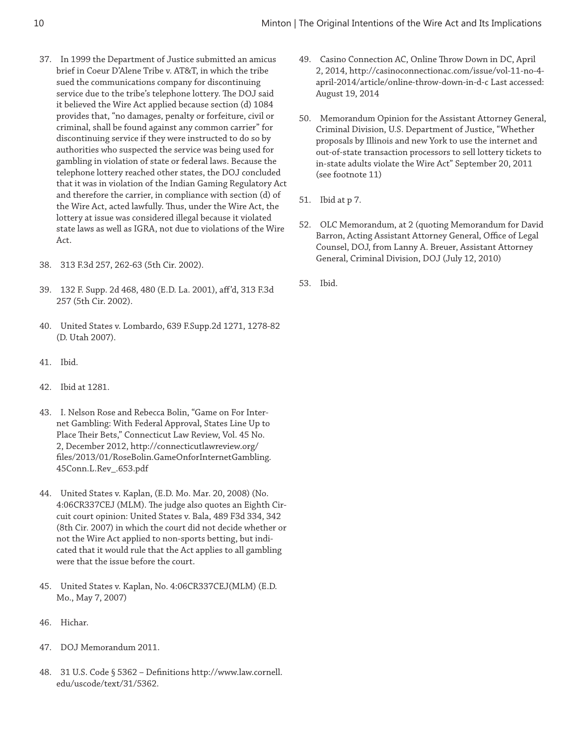37. In 1999 the Department of Justice submitted an amicus brief in Coeur D'Alene Tribe v. AT&T, in which the tribe sued the communications company for discontinuing service due to the tribe's telephone lottery. The DOJ said it believed the Wire Act applied because section (d) 1084 provides that, "no damages, penalty or forfeiture, civil or criminal, shall be found against any common carrier" for discontinuing service if they were instructed to do so by authorities who suspected the service was being used for gambling in violation of state or federal laws. Because the telephone lottery reached other states, the DOJ concluded that it was in violation of the Indian Gaming Regulatory Act and therefore the carrier, in compliance with section (d) of the Wire Act, acted lawfully. Thus, under the Wire Act, the lottery at issue was considered illegal because it violated state laws as well as IGRA, not due to violations of the Wire Act.

38. 313 F.3d 257, 262-63 (5th Cir. 2002).

39. 132 F. Supp. 2d 468, 480 (E.D. La. 2001), aff'd, 313 F.3d 257 (5th Cir. 2002).

40. United States v. Lombardo, 639 F.Supp.2d 1271, 1278-82 (D. Utah 2007).

41. Ibid.

42. Ibid at 1281.

43. I. Nelson Rose and Rebecca Bolin, "Game on For Internet Gambling: With Federal Approval, States Line Up to Place Their Bets," Connecticut Law Review, Vol. 45 No. 2, December 2012, http://connecticutlawreview.org/files/2013/01/RoseBolin.GameOnforInternetGambling.45Conn.L.Rev_.653.pdf

44. United States v. Kaplan, (E.D. Mo. Mar. 20, 2008) (No. 4:06CR337CEJ (MLM). The judge also quotes an Eighth Circuit court opinion: United States v. Bala, 489 F3d 334, 342 (8th Cir. 2007) in which the court did not decide whether or not the Wire Act applied to non-sports betting, but indicated that it would rule that the Act applies to all gambling were that the issue before the court.

45. United States v. Kaplan, No. 4:06CR337CEJ(MLM) (E.D. Mo., May 7, 2007)

46. Hichar.

47. DOJ Memorandum 2011.

48. 31 U.S. Code § 5362 – Definitions http://www.law.cornell.edu/uscode/text/31/5362.

49. Casino Connection AC, Online Throw Down in DC, April 2, 2014, http://casinoconnectionac.com/issue/vol-11-no-4-april-2014/article/online-throw-down-in-d-c Last accessed: August 19, 2014

50. Memorandum Opinion for the Assistant Attorney General, Criminal Division, U.S. Department of Justice, "Whether proposals by Illinois and new York to use the internet and out-of-state transaction processors to sell lottery tickets to in-state adults violate the Wire Act" September 20, 2011 (see footnote 11)

51. Ibid at p 7.

52. OLC Memorandum, at 2 (quoting Memorandum for David Barron, Acting Assistant Attorney General, Office of Legal Counsel, DOJ, from Lanny A. Breuer, Assistant Attorney General, Criminal Division, DOJ (July 12, 2010)

53. Ibid.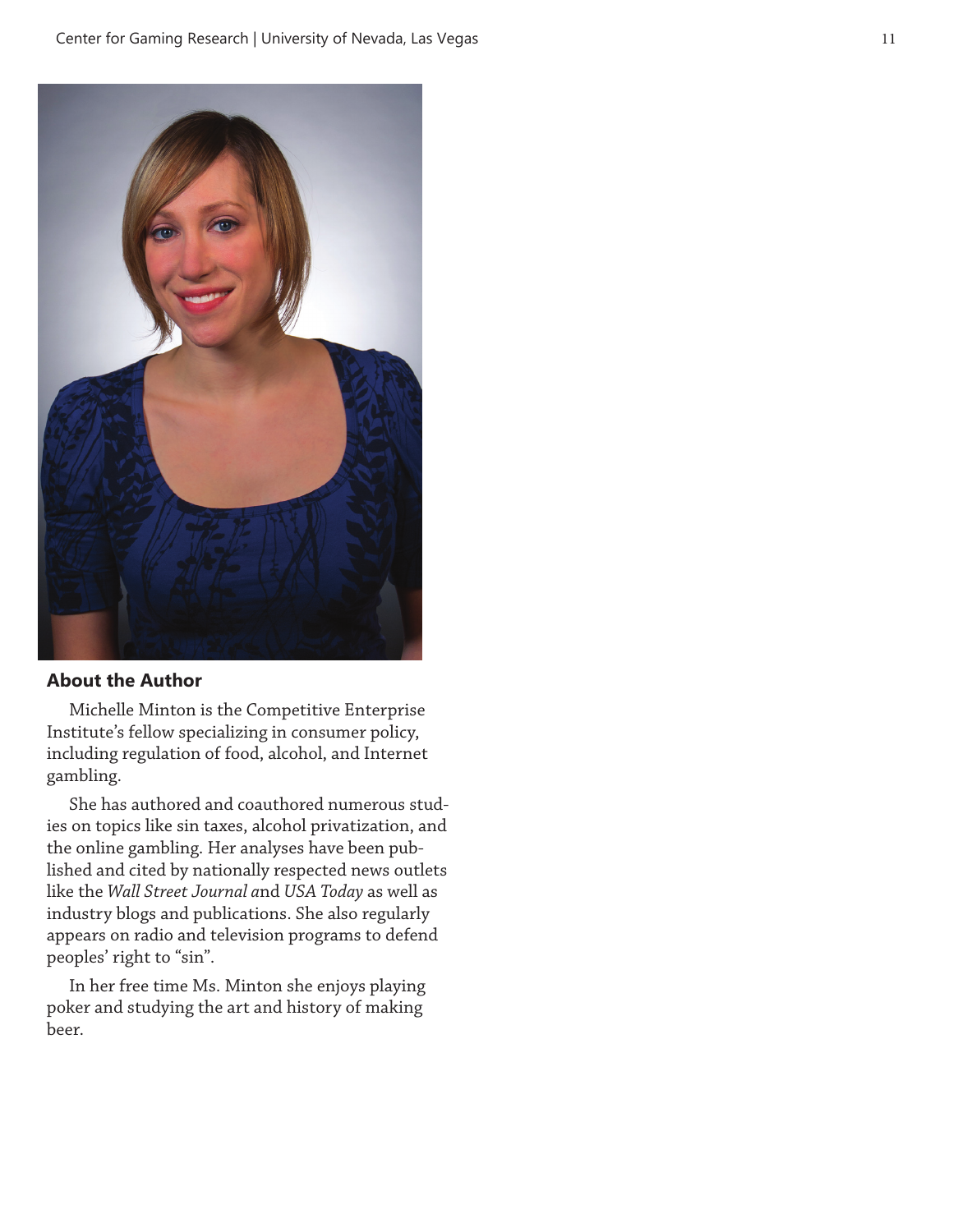## About the Author

Michelle Minton is the Competitive Enterprise Institute's fellow specializing in consumer policy, including regulation of food, alcohol, and Internet gambling.

She has authored and coauthored numerous studies on topics like sin taxes, alcohol privatization, and the online gambling. Her analyses have been published and cited by nationally respected news outlets like the *Wall Street Journal a*nd *USA Today* as well as industry blogs and publications. She also regularly appears on radio and television programs to defend peoples' right to "sin".

In her free time Ms. Minton she enjoys playing poker and studying the art and history of making beer.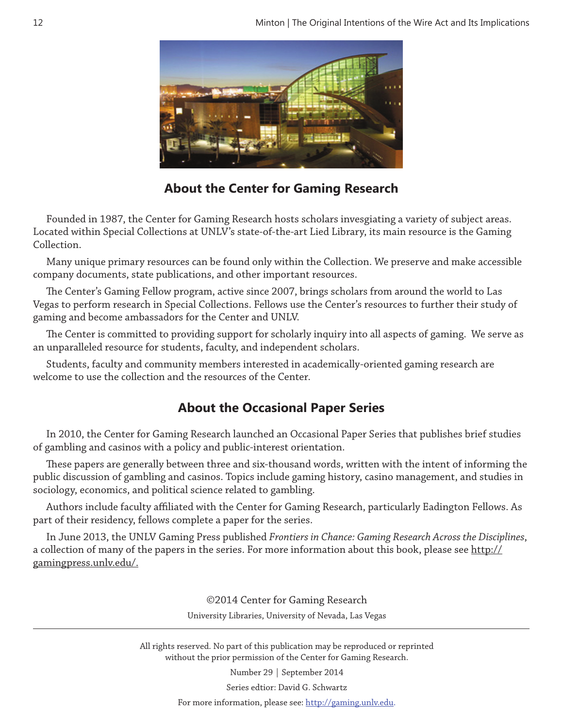## About the Center for Gaming Research

Founded in 1987, the Center for Gaming Research hosts scholars invesgiating a variety of subject areas. Located within Special Collections at UNLV's state-of-the-art Lied Library, its main resource is the Gaming Collection.

Many unique primary resources can be found only within the Collection. We preserve and make accessible company documents, state publications, and other important resources.

The Center's Gaming Fellow program, active since 2007, brings scholars from around the world to Las Vegas to perform research in Special Collections. Fellows use the Center's resources to further their study of gaming and become ambassadors for the Center and UNLV.

The Center is committed to providing support for scholarly inquiry into all aspects of gaming. We serve as an unparalleled resource for students, faculty, and independent scholars.

Students, faculty and community members interested in academically-oriented gaming research are welcome to use the collection and the resources of the Center.

## About the Occasional Paper Series

In 2010, the Center for Gaming Research launched an Occasional Paper Series that publishes brief studies of gambling and casinos with a policy and public-interest orientation.

These papers are generally between three and six-thousand words, written with the intent of informing the public discussion of gambling and casinos. Topics include gaming history, casino management, and studies in sociology, economics, and political science related to gambling.

Authors include faculty affiliated with the Center for Gaming Research, particularly Eadington Fellows. As part of their residency, fellows complete a paper for the series.

In June 2013, the UNLV Gaming Press published *Frontiers in Chance: Gaming Research Across the Disciplines*, a collection of many of the papers in the series. For more information about this book, please see http://gamingpress.unlv.edu/.

©2014 Center for Gaming Research

University Libraries, University of Nevada, Las Vegas

---

All rights reserved. No part of this publication may be reproduced or reprinted without the prior permission of the Center for Gaming Research.

Number 29 | September 2014

Series edtior: David G. Schwartz

For more information, please see: http://gaming.unlv.edu.